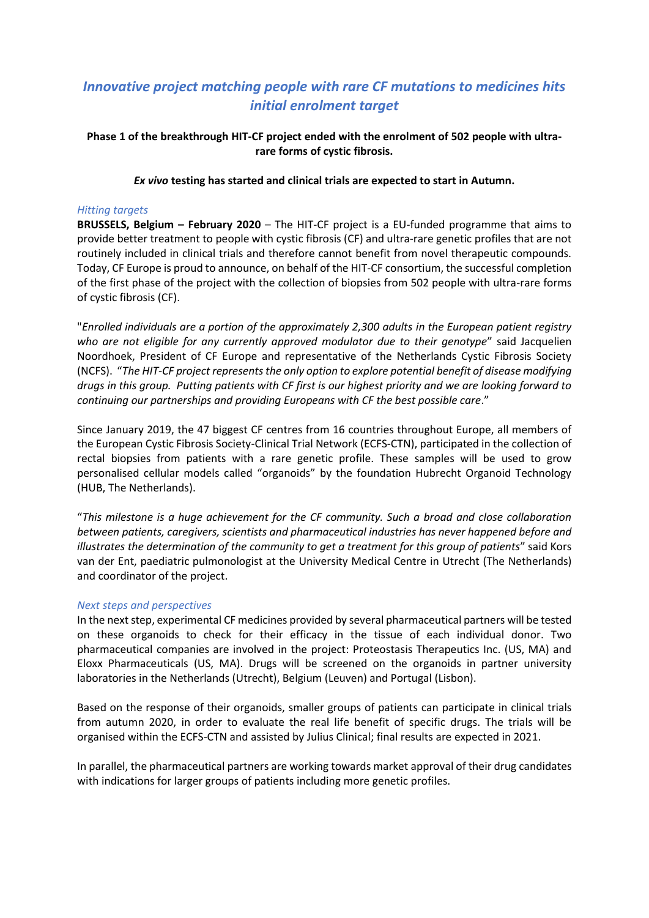# *Innovative project matching people with rare CF mutations to medicines hits initial enrolment target*

**Phase 1 of the breakthrough HIT-CF project ended with the enrolment of 502 people with ultra-rare forms of cystic fibrosis.**

***Ex vivo* testing has started and clinical trials are expected to start in Autumn.**

### *Hitting targets*

**BRUSSELS, Belgium – February 2020** – The HIT-CF project is a EU-funded programme that aims to provide better treatment to people with cystic fibrosis (CF) and ultra-rare genetic profiles that are not routinely included in clinical trials and therefore cannot benefit from novel therapeutic compounds. Today, CF Europe is proud to announce, on behalf of the HIT-CF consortium, the successful completion of the first phase of the project with the collection of biopsies from 502 people with ultra-rare forms of cystic fibrosis (CF).

"*Enrolled individuals are a portion of the approximately 2,300 adults in the European patient registry who are not eligible for any currently approved modulator due to their genotype*" said Jacquelien Noordhoek, President of CF Europe and representative of the Netherlands Cystic Fibrosis Society (NCFS). "*The HIT-CF project represents the only option to explore potential benefit of disease modifying drugs in this group. Putting patients with CF first is our highest priority and we are looking forward to continuing our partnerships and providing Europeans with CF the best possible care*."

Since January 2019, the 47 biggest CF centres from 16 countries throughout Europe, all members of the European Cystic Fibrosis Society-Clinical Trial Network (ECFS-CTN), participated in the collection of rectal biopsies from patients with a rare genetic profile. These samples will be used to grow personalised cellular models called "organoids" by the foundation Hubrecht Organoid Technology (HUB, The Netherlands).

"*This milestone is a huge achievement for the CF community. Such a broad and close collaboration between patients, caregivers, scientists and pharmaceutical industries has never happened before and illustrates the determination of the community to get a treatment for this group of patients*" said Kors van der Ent, paediatric pulmonologist at the University Medical Centre in Utrecht (The Netherlands) and coordinator of the project.

### *Next steps and perspectives*

In the next step, experimental CF medicines provided by several pharmaceutical partners will be tested on these organoids to check for their efficacy in the tissue of each individual donor. Two pharmaceutical companies are involved in the project: Proteostasis Therapeutics Inc. (US, MA) and Eloxx Pharmaceuticals (US, MA). Drugs will be screened on the organoids in partner university laboratories in the Netherlands (Utrecht), Belgium (Leuven) and Portugal (Lisbon).

Based on the response of their organoids, smaller groups of patients can participate in clinical trials from autumn 2020, in order to evaluate the real life benefit of specific drugs. The trials will be organised within the ECFS-CTN and assisted by Julius Clinical; final results are expected in 2021.

In parallel, the pharmaceutical partners are working towards market approval of their drug candidates with indications for larger groups of patients including more genetic profiles.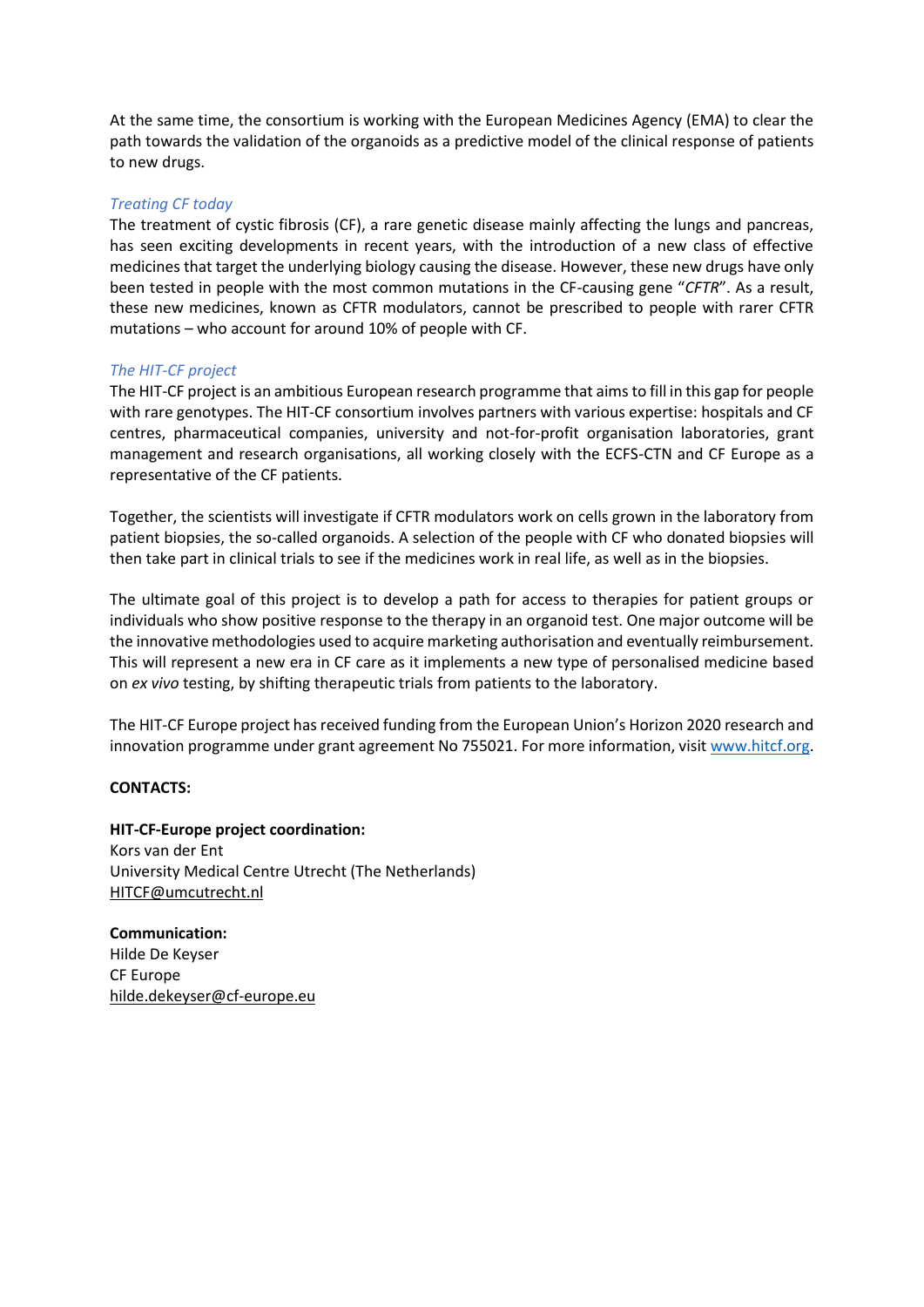At the same time, the consortium is working with the European Medicines Agency (EMA) to clear the path towards the validation of the organoids as a predictive model of the clinical response of patients to new drugs.

*Treating CF today*

The treatment of cystic fibrosis (CF), a rare genetic disease mainly affecting the lungs and pancreas, has seen exciting developments in recent years, with the introduction of a new class of effective medicines that target the underlying biology causing the disease. However, these new drugs have only been tested in people with the most common mutations in the CF-causing gene "*CFTR*". As a result, these new medicines, known as CFTR modulators, cannot be prescribed to people with rarer CFTR mutations – who account for around 10% of people with CF.

*The HIT-CF project*

The HIT-CF project is an ambitious European research programme that aims to fill in this gap for people with rare genotypes. The HIT-CF consortium involves partners with various expertise: hospitals and CF centres, pharmaceutical companies, university and not-for-profit organisation laboratories, grant management and research organisations, all working closely with the ECFS-CTN and CF Europe as a representative of the CF patients.

Together, the scientists will investigate if CFTR modulators work on cells grown in the laboratory from patient biopsies, the so-called organoids. A selection of the people with CF who donated biopsies will then take part in clinical trials to see if the medicines work in real life, as well as in the biopsies.

The ultimate goal of this project is to develop a path for access to therapies for patient groups or individuals who show positive response to the therapy in an organoid test. One major outcome will be the innovative methodologies used to acquire marketing authorisation and eventually reimbursement. This will represent a new era in CF care as it implements a new type of personalised medicine based on *ex vivo* testing, by shifting therapeutic trials from patients to the laboratory.

The HIT-CF Europe project has received funding from the European Union's Horizon 2020 research and innovation programme under grant agreement No 755021. For more information, visit [www.hitcf.org](www.hitcf.org).

**CONTACTS:**

**HIT-CF-Europe project coordination:**
Kors van der Ent
University Medical Centre Utrecht (The Netherlands)
HITCF@umcutrecht.nl

**Communication:**
Hilde De Keyser
CF Europe
hilde.dekeyser@cf-europe.eu